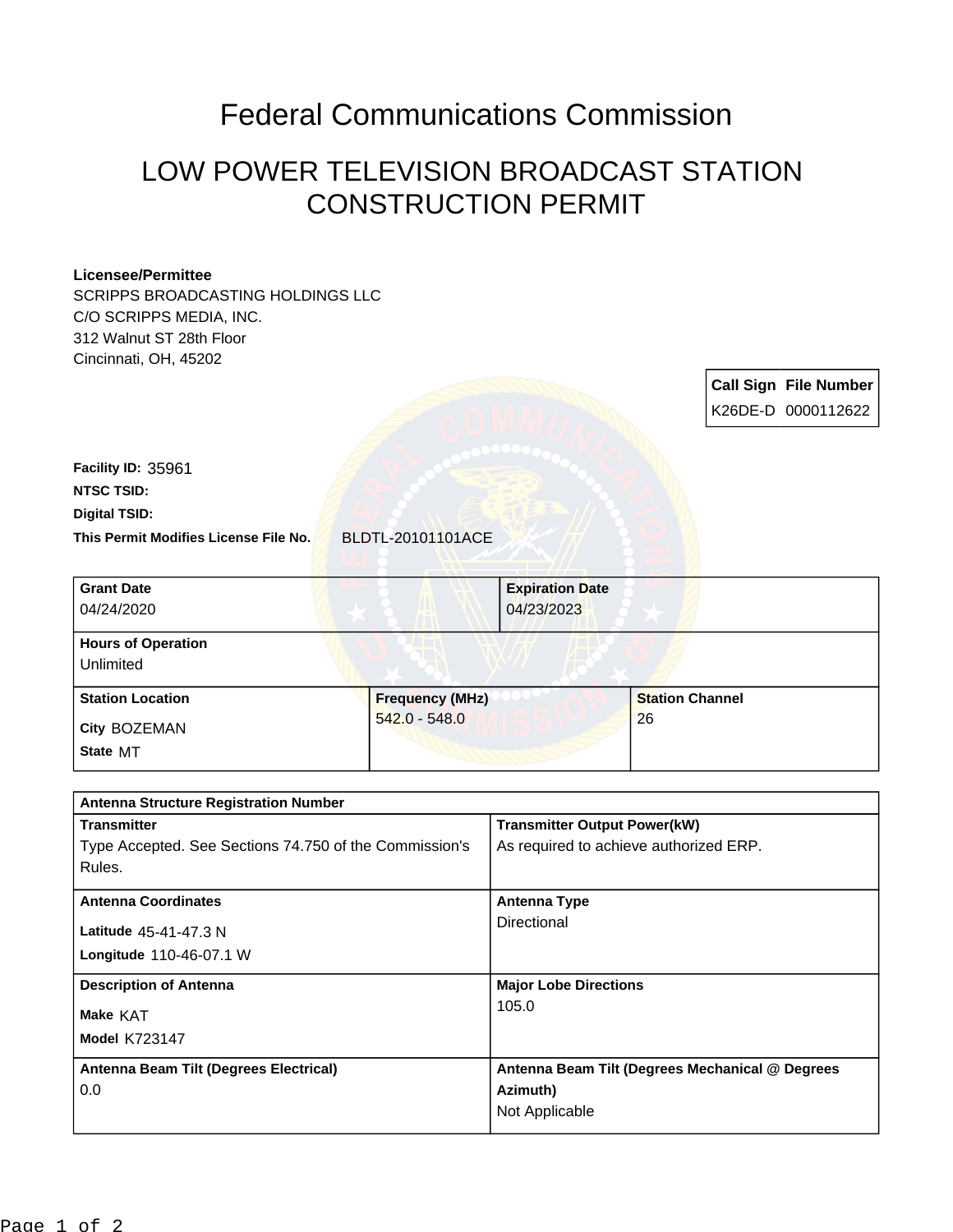# Federal Communications Commission

## LOW POWER TELEVISION BROADCAST STATION CONSTRUCTION PERMIT

**Licensee/Permittee**
SCRIPPS BROADCASTING HOLDINGS LLC
C/O SCRIPPS MEDIA, INC.
312 Walnut ST 28th Floor
Cincinnati, OH, 45202

| Call Sign | File Number |
|---|---|
| K26DE-D | 0000112622 |

**Facility ID:** 35961
**NTSC TSID:**
**Digital TSID:**
**This Permit Modifies License File No.** BLDTL-20101101ACE

| Grant Date | Expiration Date |
|---|---|
| 04/24/2020 | 04/23/2023 |

| Hours of Operation |
|---|
| Unlimited |

| Station Location | Frequency (MHz) | Station Channel |
|---|---|---|
| City BOZEMAN<br>State MT | 542.0 - 548.0 | 26 |

| Antenna Structure Registration Number | |
|---|---|
| **Transmitter**<br>Type Accepted. See Sections 74.750 of the Commission's Rules. | **Transmitter Output Power(kW)**<br>As required to achieve authorized ERP. |
| **Antenna Coordinates**<br>Latitude 45-41-47.3 N<br>Longitude 110-46-07.1 W | **Antenna Type**<br>Directional |
| **Description of Antenna**<br>Make KAT<br>Model K723147 | **Major Lobe Directions**<br>105.0 |
| **Antenna Beam Tilt (Degrees Electrical)**<br>0.0 | **Antenna Beam Tilt (Degrees Mechanical @ Degrees Azimuth)**<br>Not Applicable |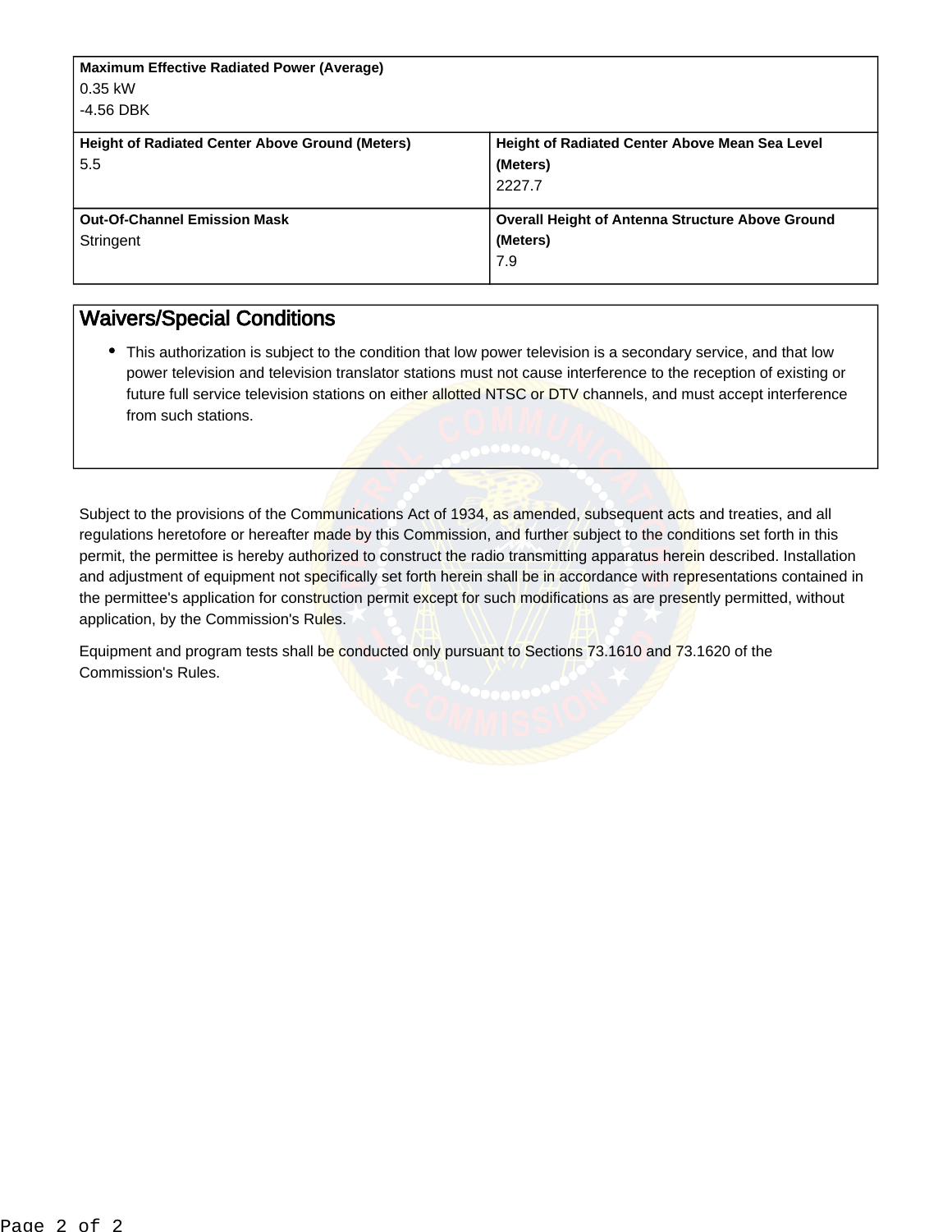| | |
|---|---|
| **Maximum Effective Radiated Power (Average)**<br>0.35 kW<br>-4.56 DBK | |
| **Height of Radiated Center Above Ground (Meters)**<br>5.5 | **Height of Radiated Center Above Mean Sea Level (Meters)**<br>2227.7 |
| **Out-Of-Channel Emission Mask**<br>Stringent | **Overall Height of Antenna Structure Above Ground (Meters)**<br>7.9 |

## Waivers/Special Conditions

- This authorization is subject to the condition that low power television is a secondary service, and that low power television and television translator stations must not cause interference to the reception of existing or future full service television stations on either allotted NTSC or DTV channels, and must accept interference from such stations.

Subject to the provisions of the Communications Act of 1934, as amended, subsequent acts and treaties, and all regulations heretofore or hereafter made by this Commission, and further subject to the conditions set forth in this permit, the permittee is hereby authorized to construct the radio transmitting apparatus herein described. Installation and adjustment of equipment not specifically set forth herein shall be in accordance with representations contained in the permittee's application for construction permit except for such modifications as are presently permitted, without application, by the Commission's Rules.

Equipment and program tests shall be conducted only pursuant to Sections 73.1610 and 73.1620 of the Commission's Rules.